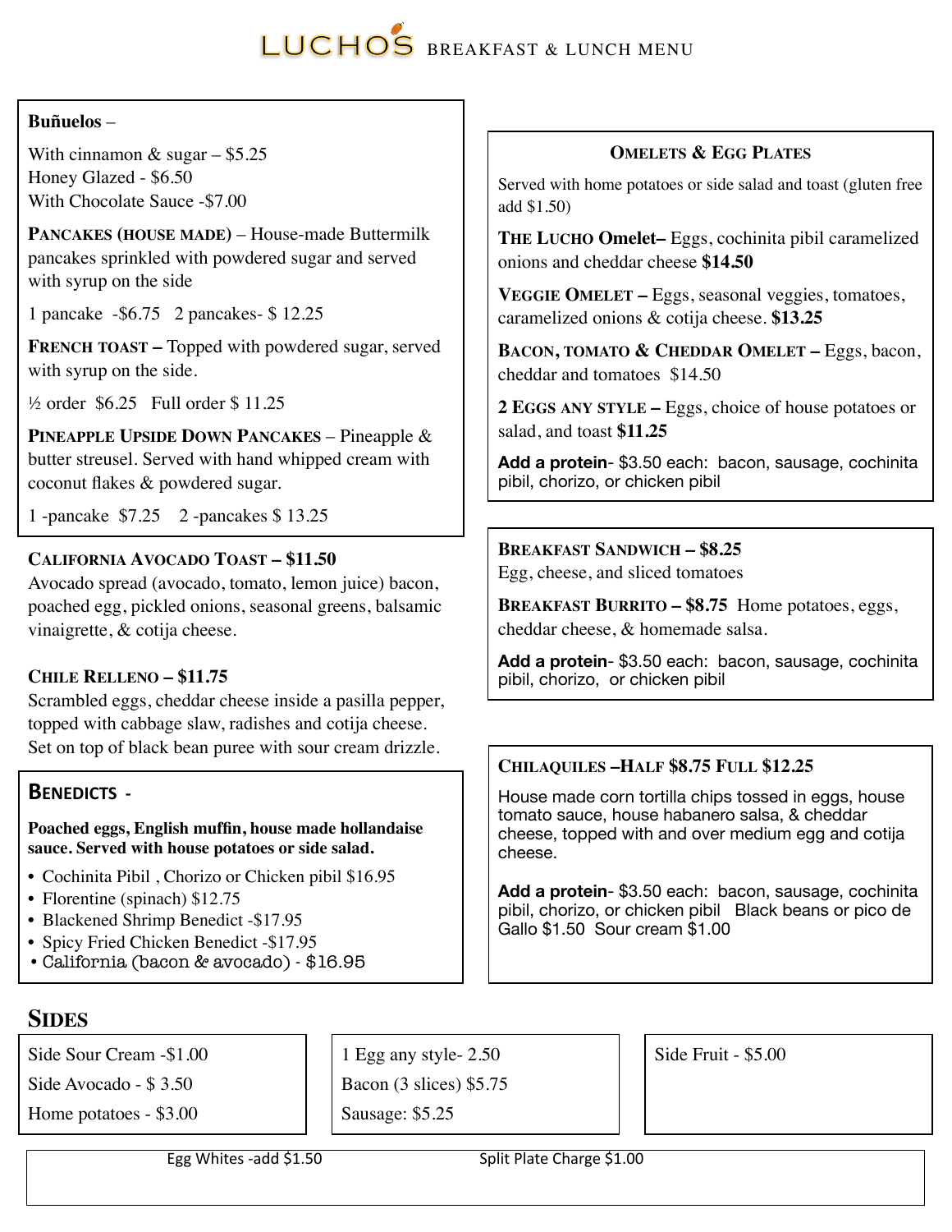# LUCHO'S BREAKFAST & LUNCH MENU

**Buñuelos** –

With cinnamon & sugar – $5.25
Honey Glazed - $6.50
With Chocolate Sauce -$7.00

**PANCAKES (HOUSE MADE)** – House-made Buttermilk pancakes sprinkled with powdered sugar and served with syrup on the side

1 pancake -$6.75 2 pancakes- $ 12.25

**FRENCH TOAST –** Topped with powdered sugar, served with syrup on the side.

½ order $6.25 Full order $ 11.25

**PINEAPPLE UPSIDE DOWN PANCAKES** – Pineapple & butter streusel. Served with hand whipped cream with coconut flakes & powdered sugar.

1 -pancake $7.25 2 -pancakes $ 13.25

**CALIFORNIA AVOCADO TOAST – $11.50**
Avocado spread (avocado, tomato, lemon juice) bacon, poached egg, pickled onions, seasonal greens, balsamic vinaigrette, & cotija cheese.

**CHILE RELLENO – $11.75**
Scrambled eggs, cheddar cheese inside a pasilla pepper, topped with cabbage slaw, radishes and cotija cheese. Set on top of black bean puree with sour cream drizzle.

## BENEDICTS -

**Poached eggs, English muffin, house made hollandaise sauce. Served with house potatoes or side salad.**

- Cochinita Pibil , Chorizo or Chicken pibil $16.95
- Florentine (spinach) $12.75
- Blackened Shrimp Benedict -$17.95
- Spicy Fried Chicken Benedict -$17.95
- California (bacon & avocado) - $16.95

## OMELETS & EGG PLATES

Served with home potatoes or side salad and toast (gluten free add $1.50)

**THE LUCHO Omelet–** Eggs, cochinita pibil caramelized onions and cheddar cheese **$14.50**

**VEGGIE OMELET –** Eggs, seasonal veggies, tomatoes, caramelized onions & cotija cheese. **$13.25**

**BACON, TOMATO & CHEDDAR OMELET –** Eggs, bacon, cheddar and tomatoes $14.50

**2 EGGS ANY STYLE –** Eggs, choice of house potatoes or salad, and toast **$11.25**

**Add a protein**- $3.50 each: bacon, sausage, cochinita pibil, chorizo, or chicken pibil

**BREAKFAST SANDWICH – $8.25**
Egg, cheese, and sliced tomatoes

**BREAKFAST BURRITO – $8.75** Home potatoes, eggs, cheddar cheese, & homemade salsa.

**Add a protein**- $3.50 each: bacon, sausage, cochinita pibil, chorizo, or chicken pibil

**CHILAQUILES –HALF $8.75 FULL $12.25**

House made corn tortilla chips tossed in eggs, house tomato sauce, house habanero salsa, & cheddar cheese, topped with and over medium egg and cotija cheese.

**Add a protein**- $3.50 each: bacon, sausage, cochinita pibil, chorizo, or chicken pibil Black beans or pico de Gallo $1.50 Sour cream $1.00

## SIDES

Side Sour Cream -$1.00
Side Avocado - $ 3.50
Home potatoes - $3.00

1 Egg any style- 2.50
Bacon (3 slices) $5.75
Sausage: $5.25

Side Fruit - $5.00

Egg Whites -add $1.50 Split Plate Charge $1.00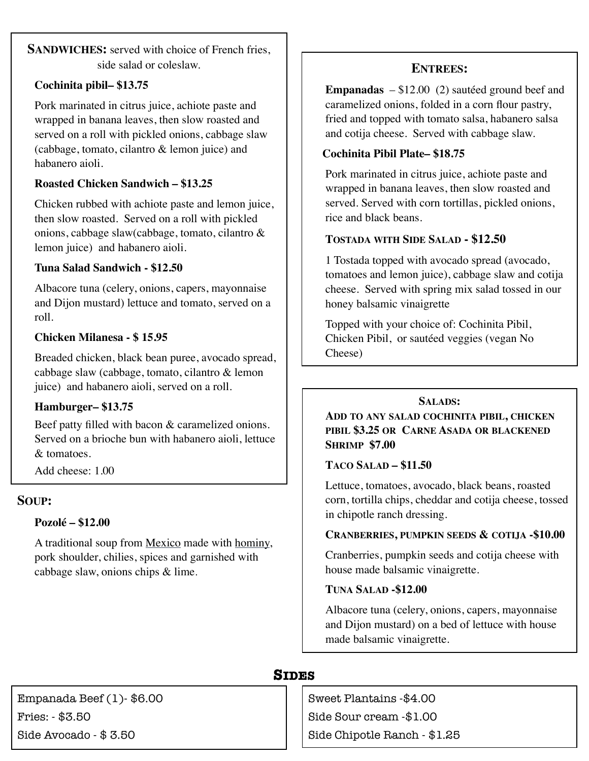## SANDWICHES: served with choice of French fries, side salad or coleslaw.

**Cochinita pibil– $13.75**

Pork marinated in citrus juice, achiote paste and wrapped in banana leaves, then slow roasted and served on a roll with pickled onions, cabbage slaw (cabbage, tomato, cilantro & lemon juice) and habanero aioli.

**Roasted Chicken Sandwich – $13.25**

Chicken rubbed with achiote paste and lemon juice, then slow roasted. Served on a roll with pickled onions, cabbage slaw(cabbage, tomato, cilantro & lemon juice) and habanero aioli.

**Tuna Salad Sandwich - $12.50**

Albacore tuna (celery, onions, capers, mayonnaise and Dijon mustard) lettuce and tomato, served on a roll.

**Chicken Milanesa - $ 15.95**

Breaded chicken, black bean puree, avocado spread, cabbage slaw (cabbage, tomato, cilantro & lemon juice) and habanero aioli, served on a roll.

**Hamburger– $13.75**

Beef patty filled with bacon & caramelized onions. Served on a brioche bun with habanero aioli, lettuce & tomatoes.

Add cheese: 1.00

## SOUP:

**Pozolé – $12.00**

A traditional soup from Mexico made with hominy, pork shoulder, chilies, spices and garnished with cabbage slaw, onions chips & lime.

## ENTREES:

**Empanadas** – $12.00 (2) sautéed ground beef and caramelized onions, folded in a corn flour pastry, fried and topped with tomato salsa, habanero salsa and cotija cheese. Served with cabbage slaw.

**Cochinita Pibil Plate– $18.75**

Pork marinated in citrus juice, achiote paste and wrapped in banana leaves, then slow roasted and served. Served with corn tortillas, pickled onions, rice and black beans.

**TOSTADA WITH SIDE SALAD - $12.50**

1 Tostada topped with avocado spread (avocado, tomatoes and lemon juice), cabbage slaw and cotija cheese. Served with spring mix salad tossed in our honey balsamic vinaigrette

Topped with your choice of: Cochinita Pibil, Chicken Pibil, or sautéed veggies (vegan No Cheese)

## SALADS:

**ADD TO ANY SALAD COCHINITA PIBIL, CHICKEN PIBIL $3.25 OR CARNE ASADA OR BLACKENED SHRIMP $7.00**

**TACO SALAD – $11.50**

Lettuce, tomatoes, avocado, black beans, roasted corn, tortilla chips, cheddar and cotija cheese, tossed in chipotle ranch dressing.

**CRANBERRIES, PUMPKIN SEEDS & COTIJA -$10.00**

Cranberries, pumpkin seeds and cotija cheese with house made balsamic vinaigrette.

**TUNA SALAD -$12.00**

Albacore tuna (celery, onions, capers, mayonnaise and Dijon mustard) on a bed of lettuce with house made balsamic vinaigrette.

## SIDES

Empanada Beef (1)- $6.00

Fries: - $3.50

Side Avocado - $ 3.50

Sweet Plantains -$4.00

Side Sour cream -$1.00

Side Chipotle Ranch - $1.25